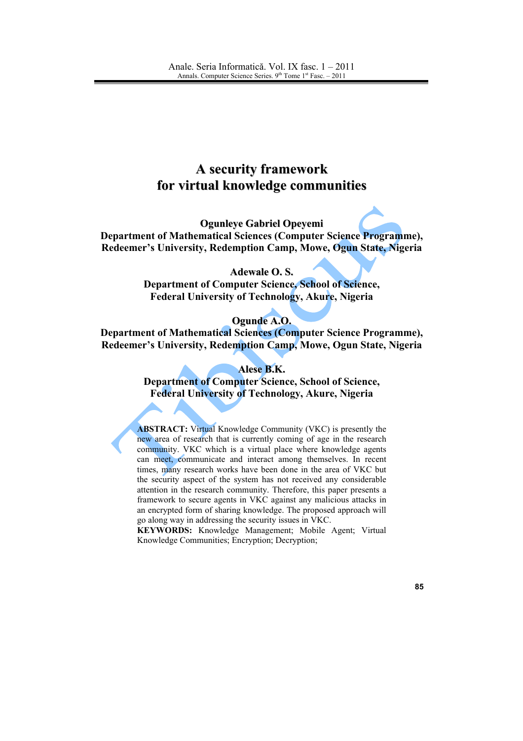# A security framework for virtual knowledge communities

**Ogunleye Gabriel Opeyemi**
**Department of Mathematical Sciences (Computer Science Programme), Redeemer's University, Redemption Camp, Mowe, Ogun State, Nigeria**

**Adewale O. S.**
**Department of Computer Science, School of Science, Federal University of Technology, Akure, Nigeria**

**Ogunde A.O.**
**Department of Mathematical Sciences (Computer Science Programme), Redeemer's University, Redemption Camp, Mowe, Ogun State, Nigeria**

**Alese B.K.**
**Department of Computer Science, School of Science, Federal University of Technology, Akure, Nigeria**

**ABSTRACT:** Virtual Knowledge Community (VKC) is presently the new area of research that is currently coming of age in the research community. VKC which is a virtual place where knowledge agents can meet, communicate and interact among themselves. In recent times, many research works have been done in the area of VKC but the security aspect of the system has not received any considerable attention in the research community. Therefore, this paper presents a framework to secure agents in VKC against any malicious attacks in an encrypted form of sharing knowledge. The proposed approach will go along way in addressing the security issues in VKC.

**KEYWORDS:** Knowledge Management; Mobile Agent; Virtual Knowledge Communities; Encryption; Decryption;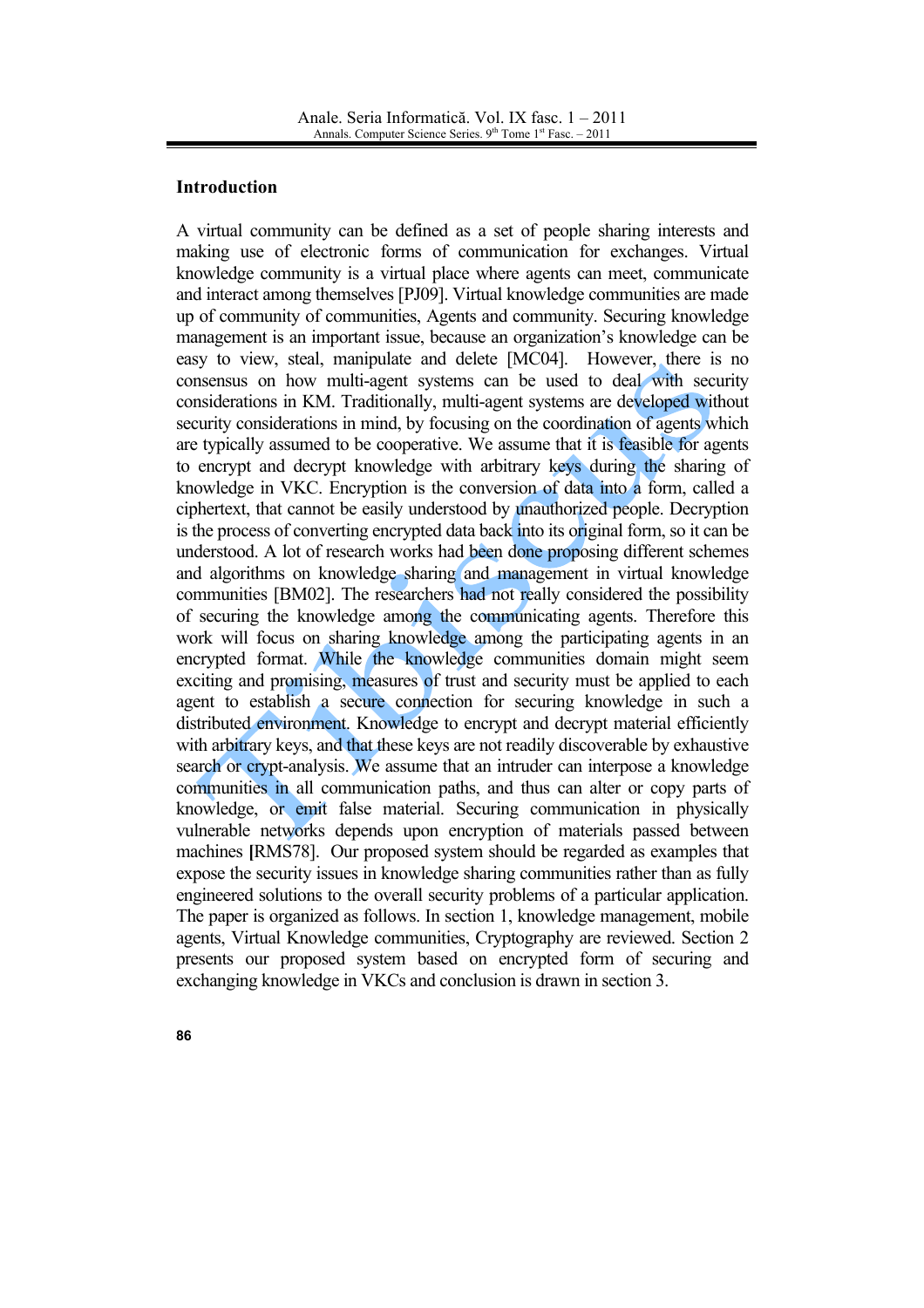## Introduction

A virtual community can be defined as a set of people sharing interests and making use of electronic forms of communication for exchanges. Virtual knowledge community is a virtual place where agents can meet, communicate and interact among themselves [PJ09]. Virtual knowledge communities are made up of community of communities, Agents and community. Securing knowledge management is an important issue, because an organization's knowledge can be easy to view, steal, manipulate and delete [MC04]. However, there is no consensus on how multi-agent systems can be used to deal with security considerations in KM. Traditionally, multi-agent systems are developed without security considerations in mind, by focusing on the coordination of agents which are typically assumed to be cooperative. We assume that it is feasible for agents to encrypt and decrypt knowledge with arbitrary keys during the sharing of knowledge in VKC. Encryption is the conversion of data into a form, called a ciphertext, that cannot be easily understood by unauthorized people. Decryption is the process of converting encrypted data back into its original form, so it can be understood. A lot of research works had been done proposing different schemes and algorithms on knowledge sharing and management in virtual knowledge communities [BM02]. The researchers had not really considered the possibility of securing the knowledge among the communicating agents. Therefore this work will focus on sharing knowledge among the participating agents in an encrypted format. While the knowledge communities domain might seem exciting and promising, measures of trust and security must be applied to each agent to establish a secure connection for securing knowledge in such a distributed environment. Knowledge to encrypt and decrypt material efficiently with arbitrary keys, and that these keys are not readily discoverable by exhaustive search or crypt-analysis. We assume that an intruder can interpose a knowledge communities in all communication paths, and thus can alter or copy parts of knowledge, or emit false material. Securing communication in physically vulnerable networks depends upon encryption of materials passed between machines [RMS78]. Our proposed system should be regarded as examples that expose the security issues in knowledge sharing communities rather than as fully engineered solutions to the overall security problems of a particular application. The paper is organized as follows. In section 1, knowledge management, mobile agents, Virtual Knowledge communities, Cryptography are reviewed. Section 2 presents our proposed system based on encrypted form of securing and exchanging knowledge in VKCs and conclusion is drawn in section 3.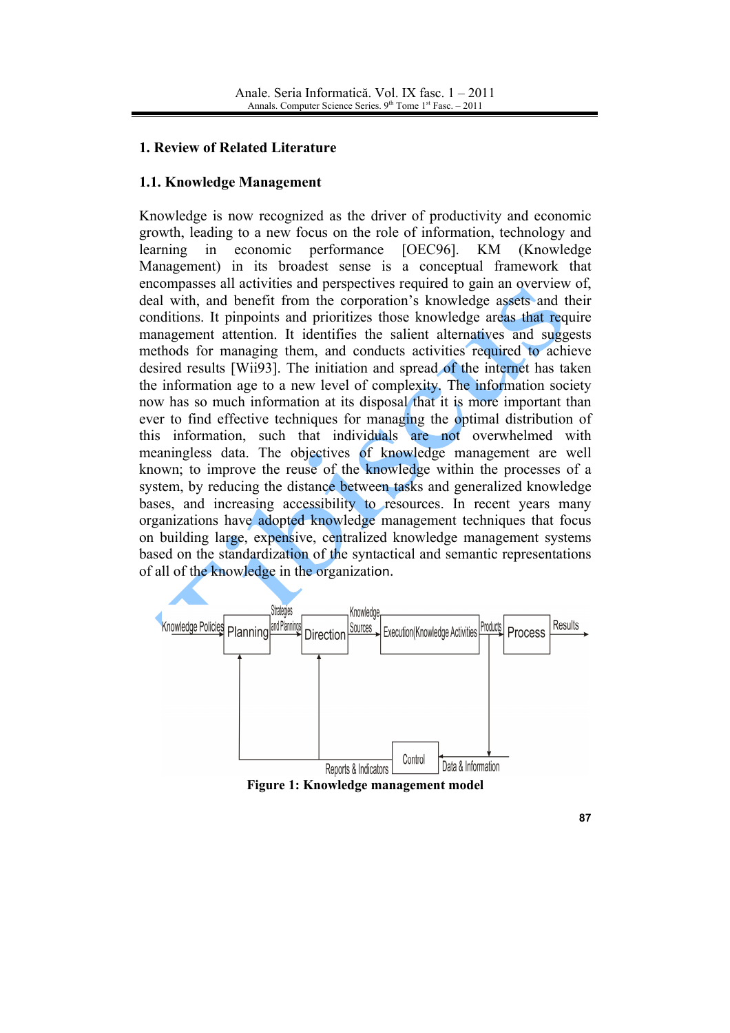## 1. Review of Related Literature

### 1.1. Knowledge Management

Knowledge is now recognized as the driver of productivity and economic growth, leading to a new focus on the role of information, technology and learning in economic performance [OEC96]. KM (Knowledge Management) in its broadest sense is a conceptual framework that encompasses all activities and perspectives required to gain an overview of, deal with, and benefit from the corporation's knowledge assets and their conditions. It pinpoints and prioritizes those knowledge areas that require management attention. It identifies the salient alternatives and suggests methods for managing them, and conducts activities required to achieve desired results [Wii93]. The initiation and spread of the internet has taken the information age to a new level of complexity. The information society now has so much information at its disposal that it is more important than ever to find effective techniques for managing the optimal distribution of this information, such that individuals are not overwhelmed with meaningless data. The objectives of knowledge management are well known; to improve the reuse of the knowledge within the processes of a system, by reducing the distance between tasks and generalized knowledge bases, and increasing accessibility to resources. In recent years many organizations have adopted knowledge management techniques that focus on building large, expensive, centralized knowledge management systems based on the standardization of the syntactical and semantic representations of all of the knowledge in the organization.

**Figure 1: Knowledge management model**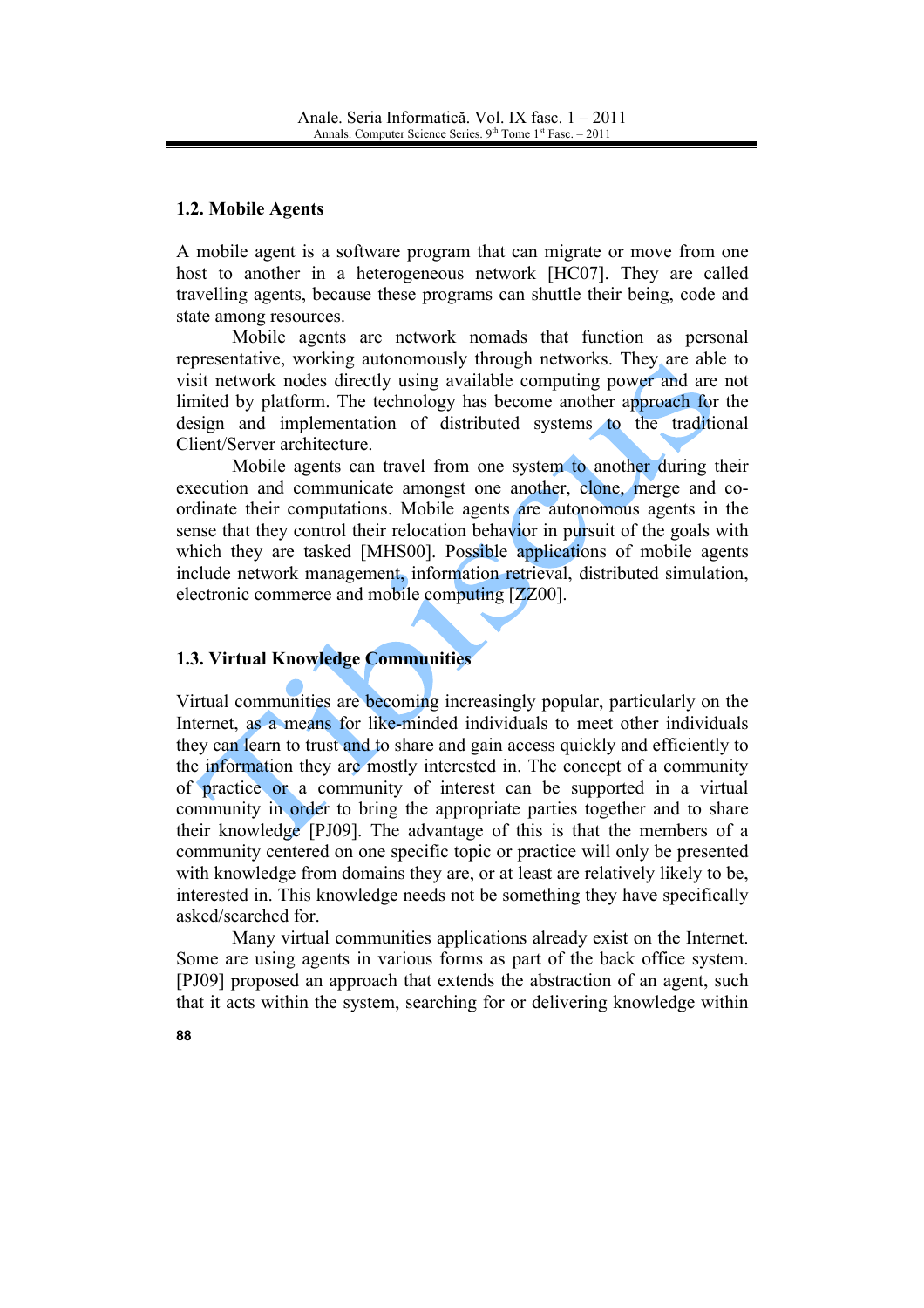### 1.2. Mobile Agents

A mobile agent is a software program that can migrate or move from one host to another in a heterogeneous network [HC07]. They are called travelling agents, because these programs can shuttle their being, code and state among resources.

Mobile agents are network nomads that function as personal representative, working autonomously through networks. They are able to visit network nodes directly using available computing power and are not limited by platform. The technology has become another approach for the design and implementation of distributed systems to the traditional Client/Server architecture.

Mobile agents can travel from one system to another during their execution and communicate amongst one another, clone, merge and co-ordinate their computations. Mobile agents are autonomous agents in the sense that they control their relocation behavior in pursuit of the goals with which they are tasked [MHS00]. Possible applications of mobile agents include network management, information retrieval, distributed simulation, electronic commerce and mobile computing [ZZ00].

### 1.3. Virtual Knowledge Communities

Virtual communities are becoming increasingly popular, particularly on the Internet, as a means for like-minded individuals to meet other individuals they can learn to trust and to share and gain access quickly and efficiently to the information they are mostly interested in. The concept of a community of practice or a community of interest can be supported in a virtual community in order to bring the appropriate parties together and to share their knowledge [PJ09]. The advantage of this is that the members of a community centered on one specific topic or practice will only be presented with knowledge from domains they are, or at least are relatively likely to be, interested in. This knowledge needs not be something they have specifically asked/searched for.

Many virtual communities applications already exist on the Internet. Some are using agents in various forms as part of the back office system. [PJ09] proposed an approach that extends the abstraction of an agent, such that it acts within the system, searching for or delivering knowledge within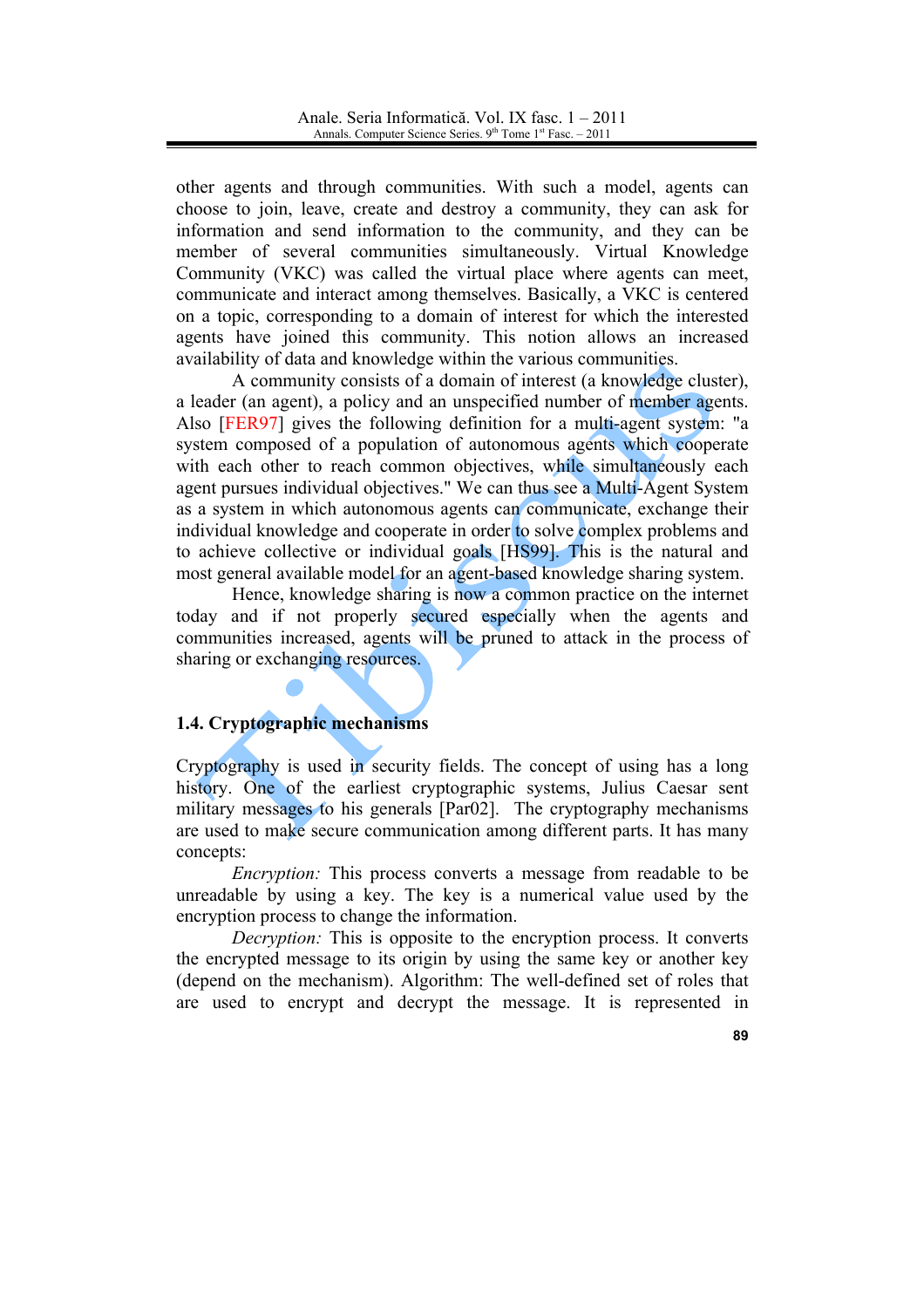other agents and through communities. With such a model, agents can choose to join, leave, create and destroy a community, they can ask for information and send information to the community, and they can be member of several communities simultaneously. Virtual Knowledge Community (VKC) was called the virtual place where agents can meet, communicate and interact among themselves. Basically, a VKC is centered on a topic, corresponding to a domain of interest for which the interested agents have joined this community. This notion allows an increased availability of data and knowledge within the various communities.

A community consists of a domain of interest (a knowledge cluster), a leader (an agent), a policy and an unspecified number of member agents. Also [FER97] gives the following definition for a multi-agent system: "a system composed of a population of autonomous agents which cooperate with each other to reach common objectives, while simultaneously each agent pursues individual objectives." We can thus see a Multi-Agent System as a system in which autonomous agents can communicate, exchange their individual knowledge and cooperate in order to solve complex problems and to achieve collective or individual goals [HS99]. This is the natural and most general available model for an agent-based knowledge sharing system.

Hence, knowledge sharing is now a common practice on the internet today and if not properly secured especially when the agents and communities increased, agents will be pruned to attack in the process of sharing or exchanging resources.

## 1.4. Cryptographic mechanisms

Cryptography is used in security fields. The concept of using has a long history. One of the earliest cryptographic systems, Julius Caesar sent military messages to his generals [Par02]. The cryptography mechanisms are used to make secure communication among different parts. It has many concepts:

*Encryption:* This process converts a message from readable to be unreadable by using a key. The key is a numerical value used by the encryption process to change the information.

*Decryption:* This is opposite to the encryption process. It converts the encrypted message to its origin by using the same key or another key (depend on the mechanism). Algorithm: The well-defined set of roles that are used to encrypt and decrypt the message. It is represented in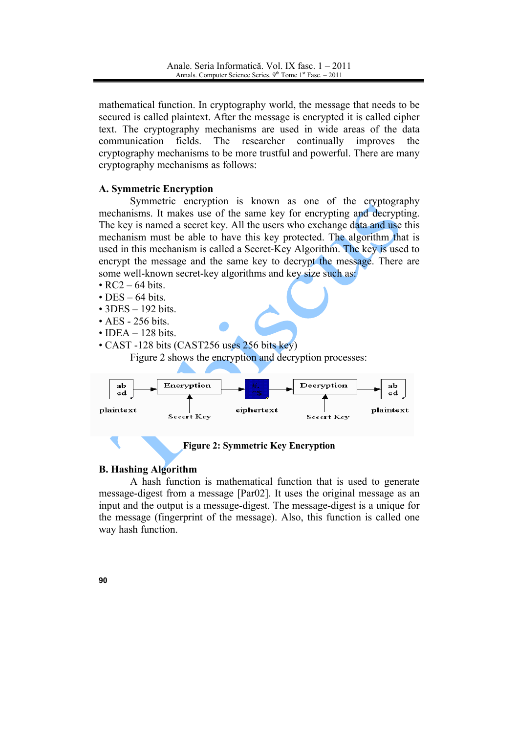mathematical function. In cryptography world, the message that needs to be secured is called plaintext. After the message is encrypted it is called cipher text. The cryptography mechanisms are used in wide areas of the data communication fields. The researcher continually improves the cryptography mechanisms to be more trustful and powerful. There are many cryptography mechanisms as follows:

### A. Symmetric Encryption

Symmetric encryption is known as one of the cryptography mechanisms. It makes use of the same key for encrypting and decrypting. The key is named a secret key. All the users who exchange data and use this mechanism must be able to have this key protected. The algorithm that is used in this mechanism is called a Secret-Key Algorithm. The key is used to encrypt the message and the same key to decrypt the message. There are some well-known secret-key algorithms and key size such as:

- RC2 – 64 bits.
- DES – 64 bits.
- 3DES – 192 bits.
- AES - 256 bits.
- IDEA – 128 bits.
- CAST -128 bits (CAST256 uses 256 bits key)

Figure 2 shows the encryption and decryption processes:

ab cd → Encryption → ciphertext → Decryption → ab cd

plaintext — Secert Key — ciphertext — Secert Key — plaintext

**Figure 2: Symmetric Key Encryption**

### B. Hashing Algorithm

A hash function is mathematical function that is used to generate message-digest from a message [Par02]. It uses the original message as an input and the output is a message-digest. The message-digest is a unique for the message (fingerprint of the message). Also, this function is called one way hash function.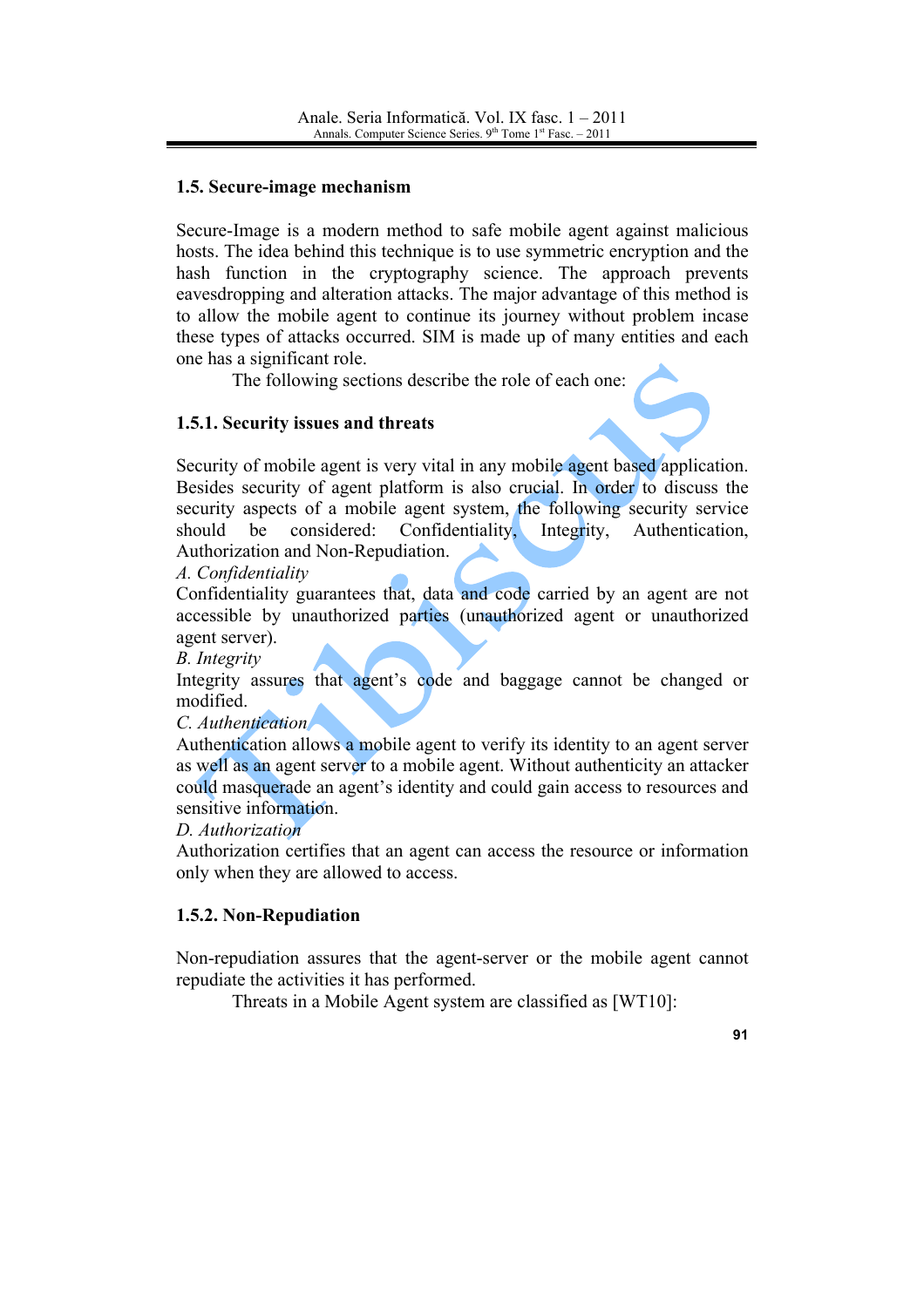### 1.5. Secure-image mechanism

Secure-Image is a modern method to safe mobile agent against malicious hosts. The idea behind this technique is to use symmetric encryption and the hash function in the cryptography science. The approach prevents eavesdropping and alteration attacks. The major advantage of this method is to allow the mobile agent to continue its journey without problem incase these types of attacks occurred. SIM is made up of many entities and each one has a significant role.

The following sections describe the role of each one:

#### 1.5.1. Security issues and threats

Security of mobile agent is very vital in any mobile agent based application. Besides security of agent platform is also crucial. In order to discuss the security aspects of a mobile agent system, the following security service should be considered: Confidentiality, Integrity, Authentication, Authorization and Non-Repudiation.

*A. Confidentiality*

Confidentiality guarantees that, data and code carried by an agent are not accessible by unauthorized parties (unauthorized agent or unauthorized agent server).

*B. Integrity*

Integrity assures that agent's code and baggage cannot be changed or modified.

*C. Authentication*

Authentication allows a mobile agent to verify its identity to an agent server as well as an agent server to a mobile agent. Without authenticity an attacker could masquerade an agent's identity and could gain access to resources and sensitive information.

*D. Authorization*

Authorization certifies that an agent can access the resource or information only when they are allowed to access.

#### 1.5.2. Non-Repudiation

Non-repudiation assures that the agent-server or the mobile agent cannot repudiate the activities it has performed.

Threats in a Mobile Agent system are classified as [WT10]: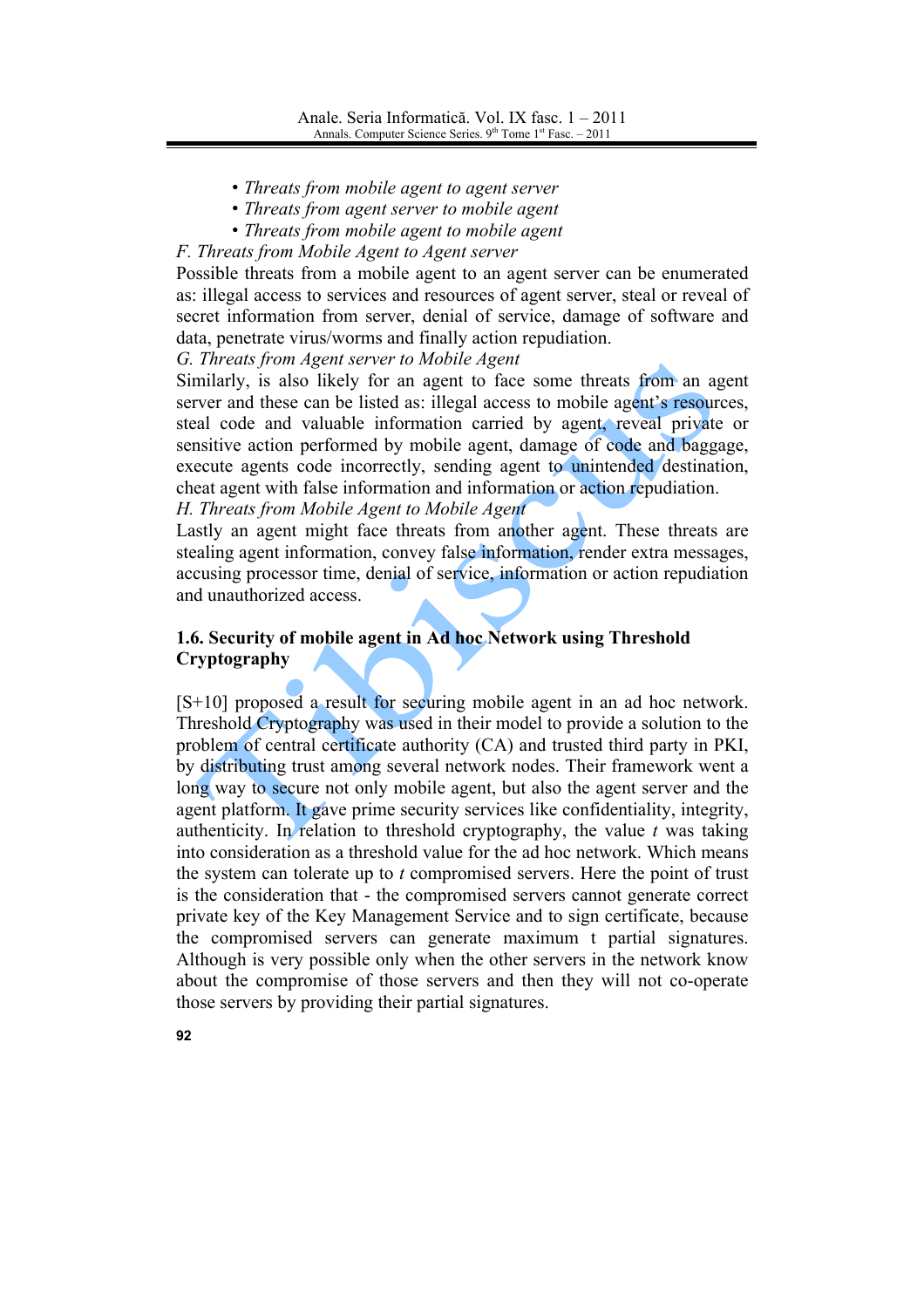- *Threats from mobile agent to agent server*
- *Threats from agent server to mobile agent*
- *Threats from mobile agent to mobile agent*

*F. Threats from Mobile Agent to Agent server*

Possible threats from a mobile agent to an agent server can be enumerated as: illegal access to services and resources of agent server, steal or reveal of secret information from server, denial of service, damage of software and data, penetrate virus/worms and finally action repudiation.

*G. Threats from Agent server to Mobile Agent*

Similarly, is also likely for an agent to face some threats from an agent server and these can be listed as: illegal access to mobile agent's resources, steal code and valuable information carried by agent, reveal private or sensitive action performed by mobile agent, damage of code and baggage, execute agents code incorrectly, sending agent to unintended destination, cheat agent with false information and information or action repudiation.

*H. Threats from Mobile Agent to Mobile Agent*

Lastly an agent might face threats from another agent. These threats are stealing agent information, convey false information, render extra messages, accusing processor time, denial of service, information or action repudiation and unauthorized access.

### 1.6. Security of mobile agent in Ad hoc Network using Threshold Cryptography

[S+10] proposed a result for securing mobile agent in an ad hoc network. Threshold Cryptography was used in their model to provide a solution to the problem of central certificate authority (CA) and trusted third party in PKI, by distributing trust among several network nodes. Their framework went a long way to secure not only mobile agent, but also the agent server and the agent platform. It gave prime security services like confidentiality, integrity, authenticity. In relation to threshold cryptography, the value $t$ was taking into consideration as a threshold value for the ad hoc network. Which means the system can tolerate up to $t$ compromised servers. Here the point of trust is the consideration that - the compromised servers cannot generate correct private key of the Key Management Service and to sign certificate, because the compromised servers can generate maximum t partial signatures. Although is very possible only when the other servers in the network know about the compromise of those servers and then they will not co-operate those servers by providing their partial signatures.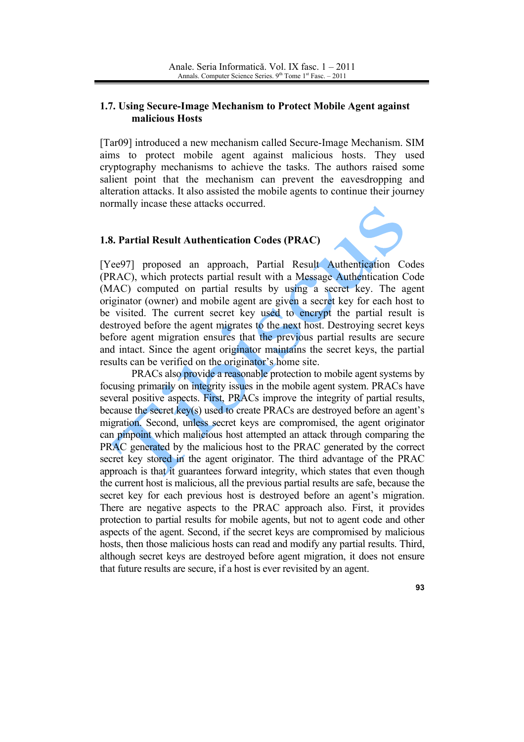### 1.7. Using Secure-Image Mechanism to Protect Mobile Agent against malicious Hosts

[Tar09] introduced a new mechanism called Secure-Image Mechanism. SIM aims to protect mobile agent against malicious hosts. They used cryptography mechanisms to achieve the tasks. The authors raised some salient point that the mechanism can prevent the eavesdropping and alteration attacks. It also assisted the mobile agents to continue their journey normally incase these attacks occurred.

### 1.8. Partial Result Authentication Codes (PRAC)

[Yee97] proposed an approach, Partial Result Authentication Codes (PRAC), which protects partial result with a Message Authentication Code (MAC) computed on partial results by using a secret key. The agent originator (owner) and mobile agent are given a secret key for each host to be visited. The current secret key used to encrypt the partial result is destroyed before the agent migrates to the next host. Destroying secret keys before agent migration ensures that the previous partial results are secure and intact. Since the agent originator maintains the secret keys, the partial results can be verified on the originator's home site.

PRACs also provide a reasonable protection to mobile agent systems by focusing primarily on integrity issues in the mobile agent system. PRACs have several positive aspects. First, PRACs improve the integrity of partial results, because the secret key(s) used to create PRACs are destroyed before an agent's migration. Second, unless secret keys are compromised, the agent originator can pinpoint which malicious host attempted an attack through comparing the PRAC generated by the malicious host to the PRAC generated by the correct secret key stored in the agent originator. The third advantage of the PRAC approach is that it guarantees forward integrity, which states that even though the current host is malicious, all the previous partial results are safe, because the secret key for each previous host is destroyed before an agent's migration. There are negative aspects to the PRAC approach also. First, it provides protection to partial results for mobile agents, but not to agent code and other aspects of the agent. Second, if the secret keys are compromised by malicious hosts, then those malicious hosts can read and modify any partial results. Third, although secret keys are destroyed before agent migration, it does not ensure that future results are secure, if a host is ever revisited by an agent.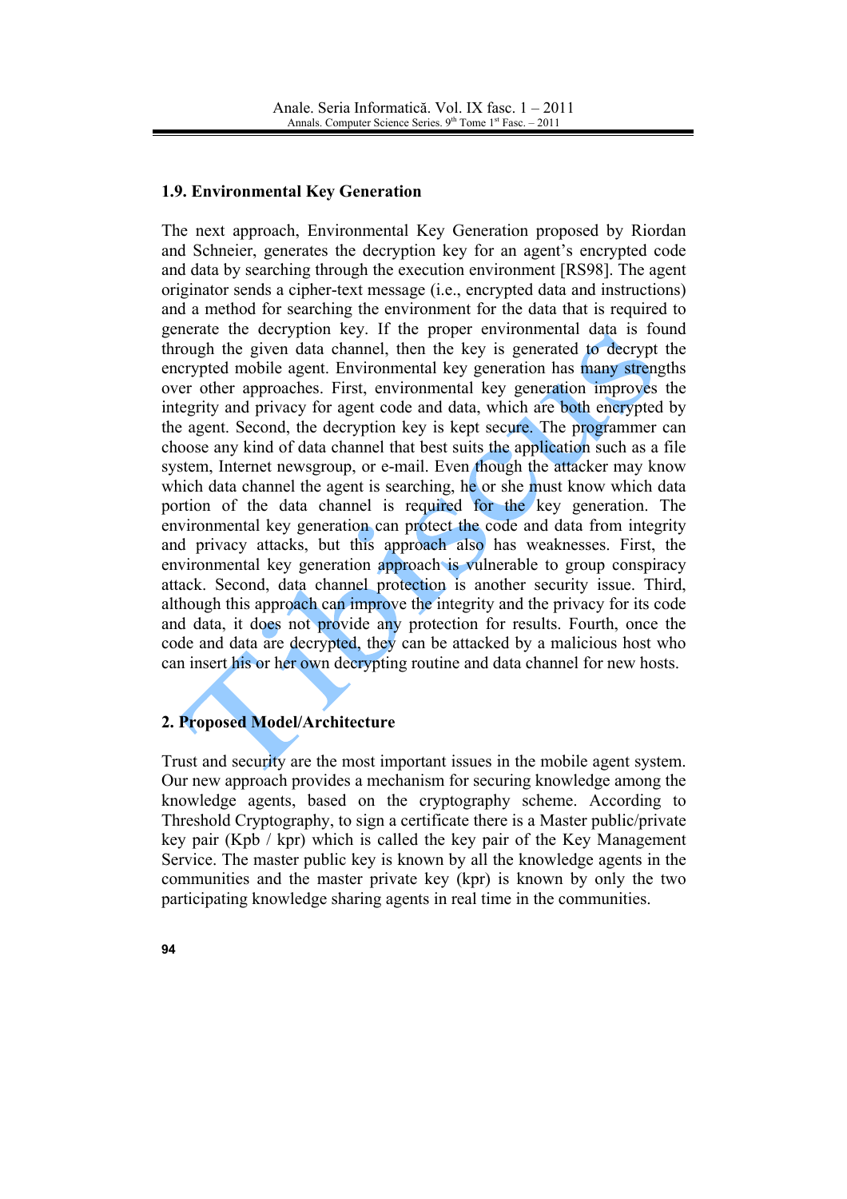### 1.9. Environmental Key Generation

The next approach, Environmental Key Generation proposed by Riordan and Schneier, generates the decryption key for an agent's encrypted code and data by searching through the execution environment [RS98]. The agent originator sends a cipher-text message (i.e., encrypted data and instructions) and a method for searching the environment for the data that is required to generate the decryption key. If the proper environmental data is found through the given data channel, then the key is generated to decrypt the encrypted mobile agent. Environmental key generation has many strengths over other approaches. First, environmental key generation improves the integrity and privacy for agent code and data, which are both encrypted by the agent. Second, the decryption key is kept secure. The programmer can choose any kind of data channel that best suits the application such as a file system, Internet newsgroup, or e-mail. Even though the attacker may know which data channel the agent is searching, he or she must know which data portion of the data channel is required for the key generation. The environmental key generation can protect the code and data from integrity and privacy attacks, but this approach also has weaknesses. First, the environmental key generation approach is vulnerable to group conspiracy attack. Second, data channel protection is another security issue. Third, although this approach can improve the integrity and the privacy for its code and data, it does not provide any protection for results. Fourth, once the code and data are decrypted, they can be attacked by a malicious host who can insert his or her own decrypting routine and data channel for new hosts.

## 2. Proposed Model/Architecture

Trust and security are the most important issues in the mobile agent system. Our new approach provides a mechanism for securing knowledge among the knowledge agents, based on the cryptography scheme. According to Threshold Cryptography, to sign a certificate there is a Master public/private key pair (Kpb / kpr) which is called the key pair of the Key Management Service. The master public key is known by all the knowledge agents in the communities and the master private key (kpr) is known by only the two participating knowledge sharing agents in real time in the communities.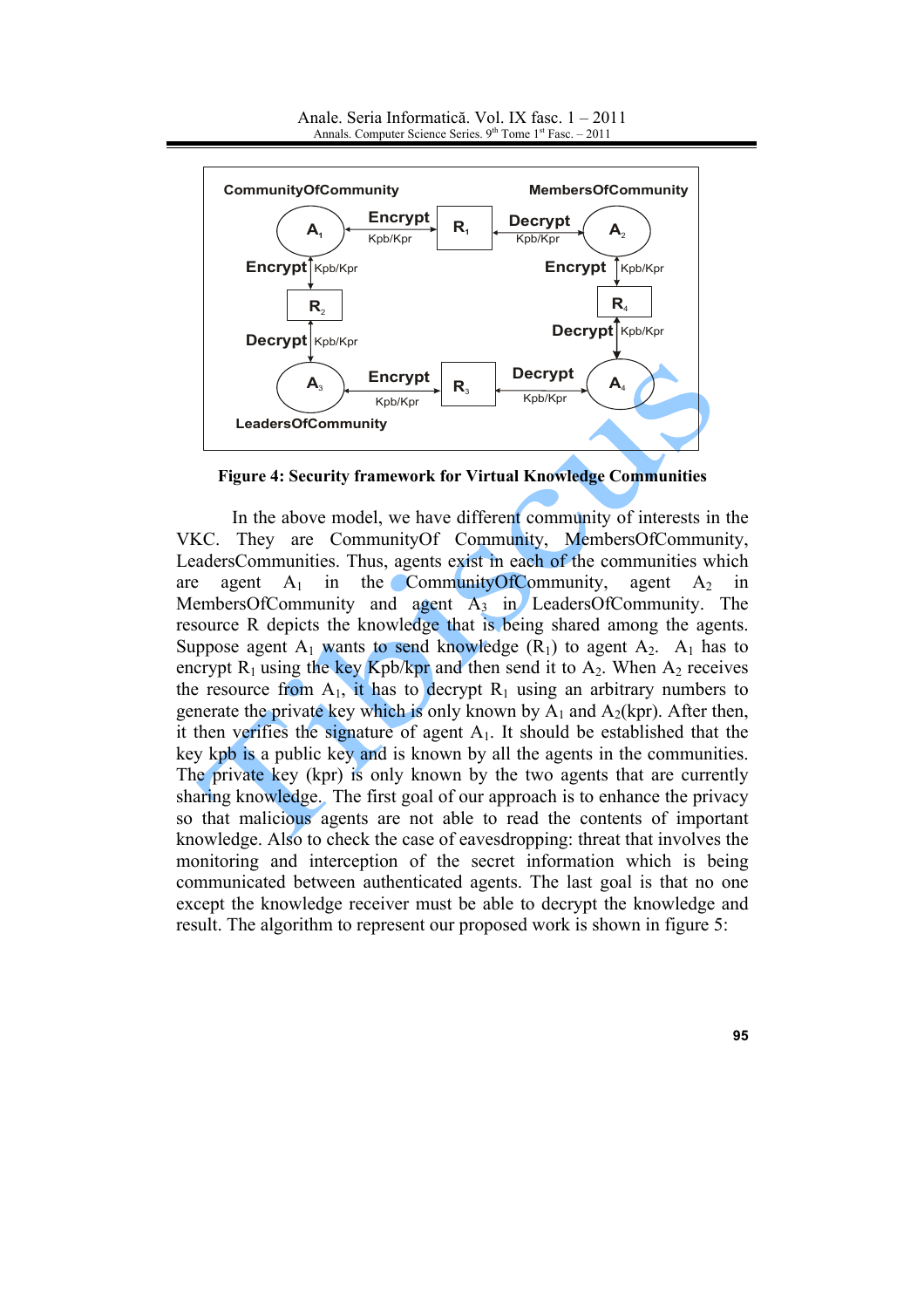**Figure 4: Security framework for Virtual Knowledge Communities**

In the above model, we have different community of interests in the VKC. They are CommunityOf Community, MembersOfCommunity, LeadersCommunities. Thus, agents exist in each of the communities which are agent $A_1$ in the CommunityOfCommunity, agent $A_2$ in MembersOfCommunity and agent $A_3$ in LeadersOfCommunity. The resource R depicts the knowledge that is being shared among the agents. Suppose agent $A_1$ wants to send knowledge ($R_1$) to agent $A_2$. $A_1$ has to encrypt $R_1$ using the key Kpb/kpr and then send it to $A_2$. When $A_2$ receives the resource from $A_1$, it has to decrypt $R_1$ using an arbitrary numbers to generate the private key which is only known by $A_1$ and $A_2$(kpr). After then, it then verifies the signature of agent $A_1$. It should be established that the key kpb is a public key and is known by all the agents in the communities. The private key (kpr) is only known by the two agents that are currently sharing knowledge. The first goal of our approach is to enhance the privacy so that malicious agents are not able to read the contents of important knowledge. Also to check the case of eavesdropping: threat that involves the monitoring and interception of the secret information which is being communicated between authenticated agents. The last goal is that no one except the knowledge receiver must be able to decrypt the knowledge and result. The algorithm to represent our proposed work is shown in figure 5: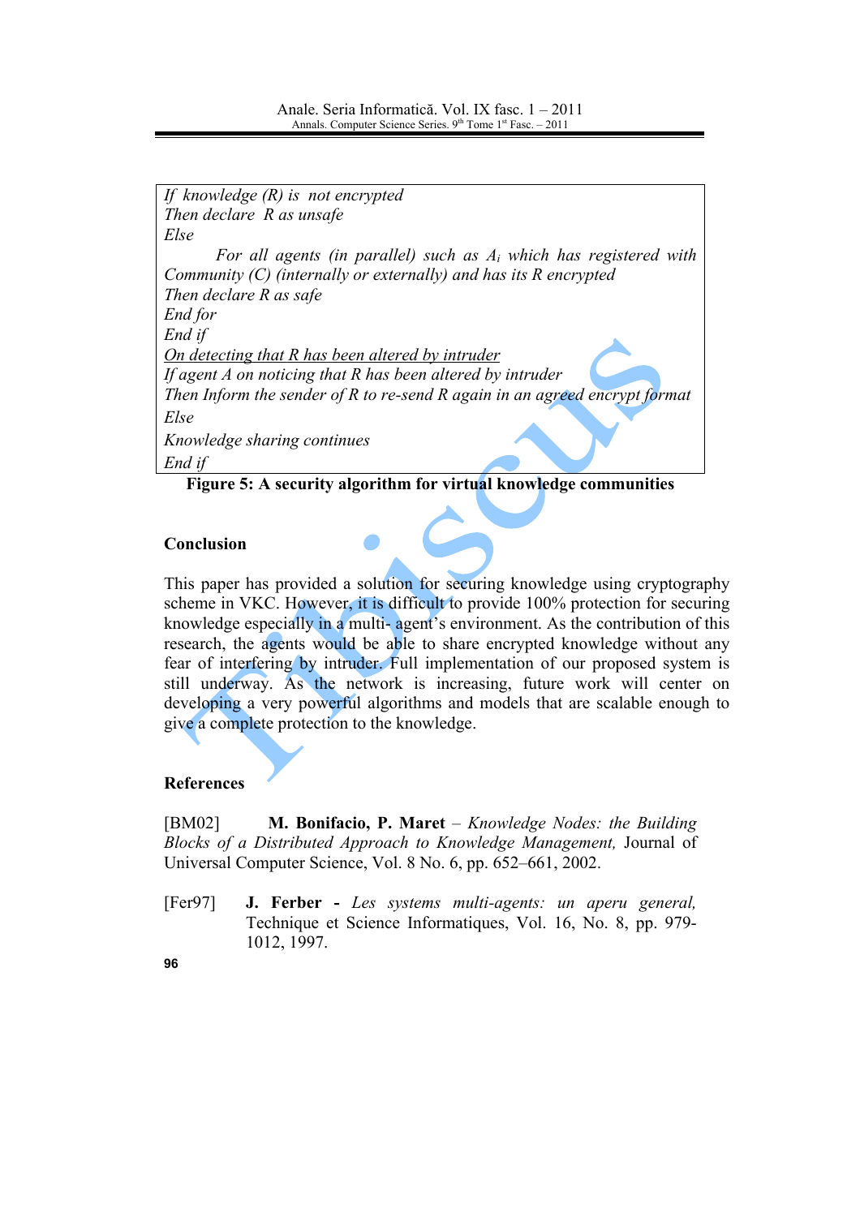```
If knowledge (R) is not encrypted
Then declare R as unsafe
Else
    For all agents (in parallel) such as Ai which has registered with
Community (C) (internally or externally) and has its R encrypted
Then declare R as safe
End for
End if
On detecting that R has been altered by intruder
If agent A on noticing that R has been altered by intruder
Then Inform the sender of R to re-send R again in an agreed encrypt format
Else
Knowledge sharing continues
End if
```

**Figure 5: A security algorithm for virtual knowledge communities**

## Conclusion

This paper has provided a solution for securing knowledge using cryptography scheme in VKC. However, it is difficult to provide 100% protection for securing knowledge especially in a multi- agent's environment. As the contribution of this research, the agents would be able to share encrypted knowledge without any fear of interfering by intruder. Full implementation of our proposed system is still underway. As the network is increasing, future work will center on developing a very powerful algorithms and models that are scalable enough to give a complete protection to the knowledge.

## References

[BM02] **M. Bonifacio, P. Maret** – *Knowledge Nodes: the Building Blocks of a Distributed Approach to Knowledge Management,* Journal of Universal Computer Science, Vol. 8 No. 6, pp. 652–661, 2002.

[Fer97] **J. Ferber -** *Les systems multi-agents: un aperu general,* Technique et Science Informatiques, Vol. 16, No. 8, pp. 979-1012, 1997.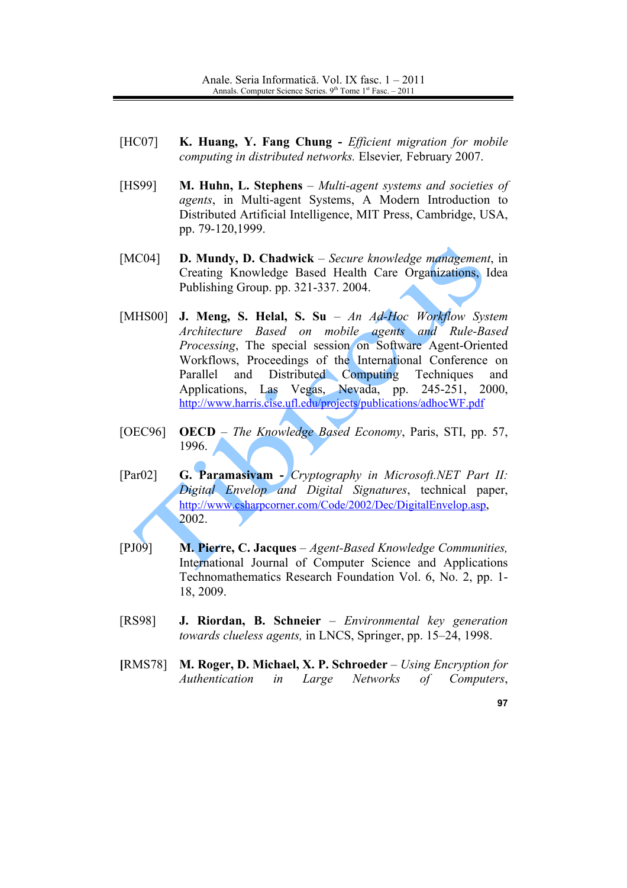[HC07] **K. Huang, Y. Fang Chung -** *Efficient migration for mobile computing in distributed networks.* Elsevier, February 2007.

[HS99] **M. Huhn, L. Stephens** – *Multi-agent systems and societies of agents*, in Multi-agent Systems, A Modern Introduction to Distributed Artificial Intelligence, MIT Press, Cambridge, USA, pp. 79-120,1999.

[MC04] **D. Mundy, D. Chadwick** – *Secure knowledge management*, in Creating Knowledge Based Health Care Organizations, Idea Publishing Group. pp. 321-337. 2004.

[MHS00] **J. Meng, S. Helal, S. Su** – *An Ad-Hoc Workflow System Architecture Based on mobile agents and Rule-Based Processing*, The special session on Software Agent-Oriented Workflows, Proceedings of the International Conference on Parallel and Distributed Computing Techniques and Applications, Las Vegas, Nevada, pp. 245-251, 2000, http://www.harris.cise.ufl.edu/projects/publications/adhocWF.pdf

[OEC96] **OECD** – *The Knowledge Based Economy*, Paris, STI, pp. 57, 1996.

[Par02] **G. Paramasivam -** *Cryptography in Microsoft.NET Part II: Digital Envelop and Digital Signatures*, technical paper, http://www.csharpcorner.com/Code/2002/Dec/DigitalEnvelop.asp, 2002.

[PJ09] **M. Pierre, C. Jacques** – *Agent-Based Knowledge Communities,* International Journal of Computer Science and Applications Technomathematics Research Foundation Vol. 6, No. 2, pp. 1-18, 2009.

[RS98] **J. Riordan, B. Schneier** – *Environmental key generation towards clueless agents,* in LNCS, Springer, pp. 15–24, 1998.

[RMS78] **M. Roger, D. Michael, X. P. Schroeder** – *Using Encryption for Authentication in Large Networks of Computers*,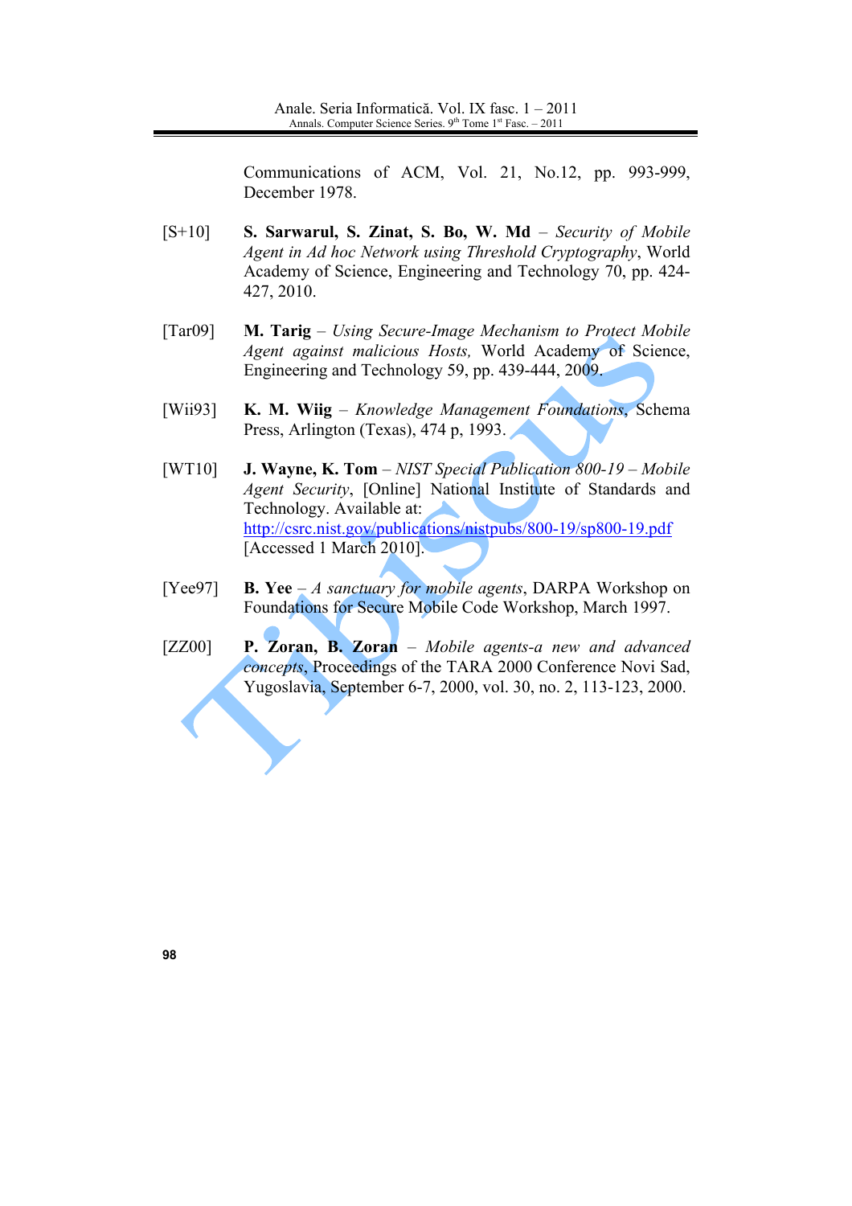Communications of ACM, Vol. 21, No.12, pp. 993-999, December 1978.

[S+10] **S. Sarwarul, S. Zinat, S. Bo, W. Md** – *Security of Mobile Agent in Ad hoc Network using Threshold Cryptography*, World Academy of Science, Engineering and Technology 70, pp. 424-427, 2010.

[Tar09] **M. Tarig** – *Using Secure-Image Mechanism to Protect Mobile Agent against malicious Hosts,* World Academy of Science, Engineering and Technology 59, pp. 439-444, 2009.

[Wii93] **K. M. Wiig** – *Knowledge Management Foundations*, Schema Press, Arlington (Texas), 474 p, 1993.

[WT10] **J. Wayne, K. Tom** – *NIST Special Publication 800-19 – Mobile Agent Security*, [Online] National Institute of Standards and Technology. Available at: http://csrc.nist.gov/publications/nistpubs/800-19/sp800-19.pdf [Accessed 1 March 2010].

[Yee97] **B. Yee** – *A sanctuary for mobile agents*, DARPA Workshop on Foundations for Secure Mobile Code Workshop, March 1997.

[ZZ00] **P. Zoran, B. Zoran** – *Mobile agents-a new and advanced concepts*, Proceedings of the TARA 2000 Conference Novi Sad, Yugoslavia, September 6-7, 2000, vol. 30, no. 2, 113-123, 2000.